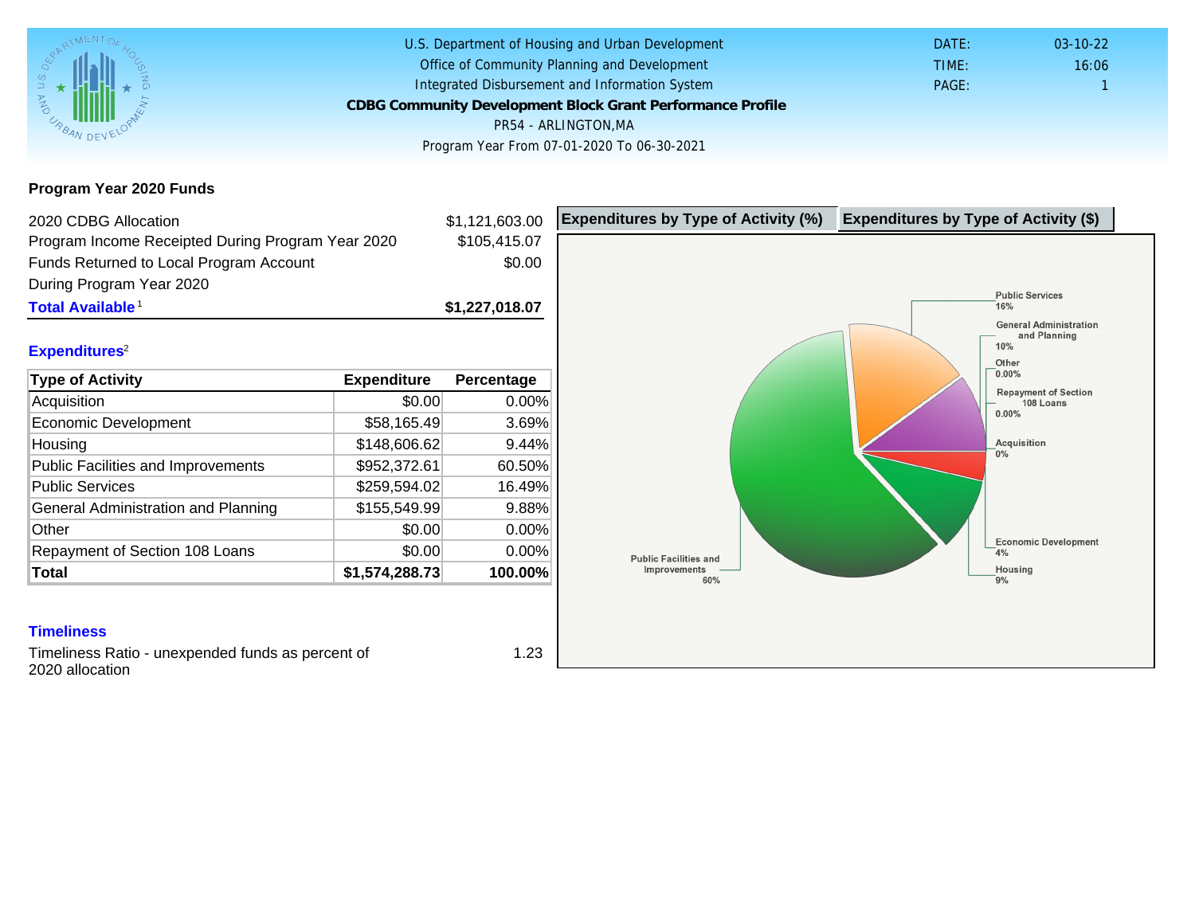U.S. Department of Housing and Urban Development
Office of Community Planning and Development
Integrated Disbursement and Information System

**CDBG Community Development Block Grant Performance Profile**

PR54 - ARLINGTON,MA

Program Year From 07-01-2020 To 06-30-2021

DATE: 03-10-22
TIME: 16:06
PAGE: 1

## Program Year 2020 Funds

| | |
|---|---|
| 2020 CDBG Allocation | $1,121,603.00 |
| Program Income Receipted During Program Year 2020 | $105,415.07 |
| Funds Returned to Local Program Account During Program Year 2020 | $0.00 |
| **Total Available**[1] | **$1,227,018.07** |

## Expenditures[2]

| Type of Activity | Expenditure | Percentage |
|---|---|---|
| Acquisition | $0.00 | 0.00% |
| Economic Development | $58,165.49 | 3.69% |
| Housing | $148,606.62 | 9.44% |
| Public Facilities and Improvements | $952,372.61 | 60.50% |
| Public Services | $259,594.02 | 16.49% |
| General Administration and Planning | $155,549.99 | 9.88% |
| Other | $0.00 | 0.00% |
| Repayment of Section 108 Loans | $0.00 | 0.00% |
| **Total** | **$1,574,288.73** | **100.00%** |

**Expenditures by Type of Activity (%)** | **Expenditures by Type of Activity ($)**

Public Services 16%
General Administration and Planning 10%
Other 0.00%
Repayment of Section 108 Loans 0.00%
Acquisition 0%
Economic Development 4%
Housing 9%
Public Facilities and Improvements 60%

## Timeliness

Timeliness Ratio - unexpended funds as percent of 2020 allocation: 1.23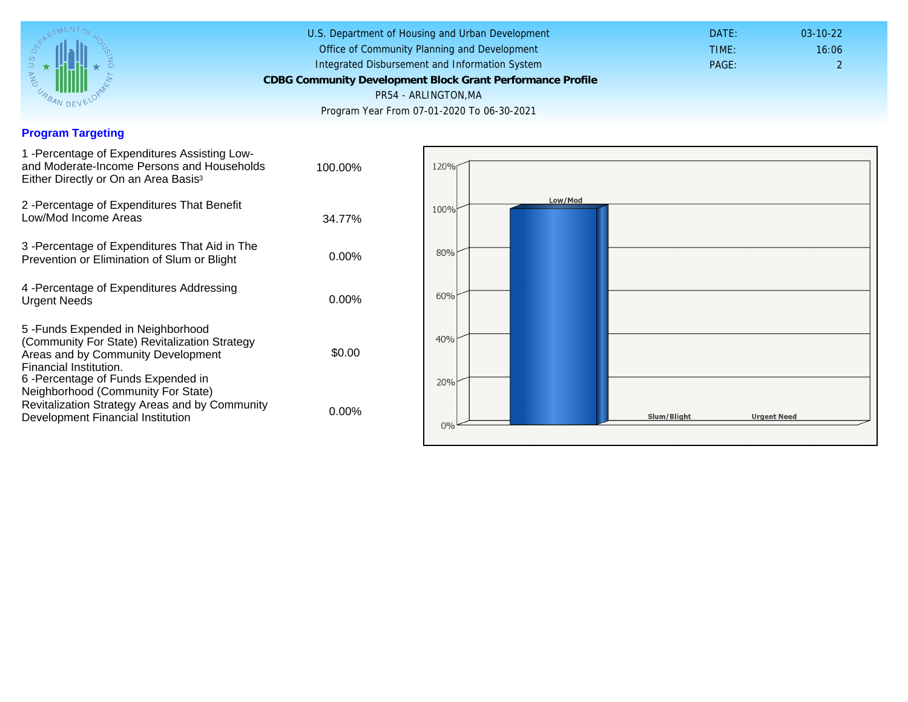U.S. Department of Housing and Urban Development
Office of Community Planning and Development
Integrated Disbursement and Information System

**CDBG Community Development Block Grant Performance Profile**

PR54 - ARLINGTON,MA

Program Year From 07-01-2020 To 06-30-2021

DATE: 03-10-22
TIME: 16:06
PAGE: 2

## Program Targeting

| | |
|---|---|
| 1 -Percentage of Expenditures Assisting Low- and Moderate-Income Persons and Households Either Directly or On an Area Basis[3] | 100.00% |
| 2 -Percentage of Expenditures That Benefit Low/Mod Income Areas | 34.77% |
| 3 -Percentage of Expenditures That Aid in The Prevention or Elimination of Slum or Blight | 0.00% |
| 4 -Percentage of Expenditures Addressing Urgent Needs | 0.00% |
| 5 -Funds Expended in Neighborhood (Community For State) Revitalization Strategy Areas and by Community Development Financial Institution. | $0.00 |
| 6 -Percentage of Funds Expended in Neighborhood (Community For State) Revitalization Strategy Areas and by Community Development Financial Institution | 0.00% |

| Category | Percentage |
|---|---|
| Low/Mod | 100% |
| Slum/Blight | 0% |
| Urgent Need | 0% |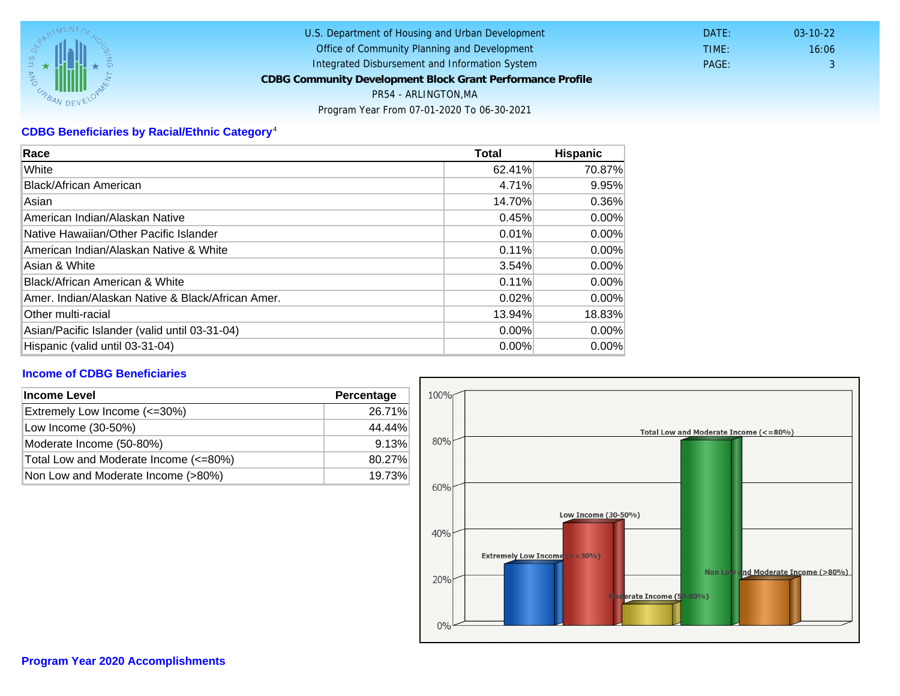U.S. Department of Housing and Urban Development
Office of Community Planning and Development
Integrated Disbursement and Information System

**CDBG Community Development Block Grant Performance Profile**

PR54 - ARLINGTON,MA

Program Year From 07-01-2020 To 06-30-2021

DATE: 03-10-22
TIME: 16:06
PAGE: 3

## CDBG Beneficiaries by Racial/Ethnic Category[4]

| Race | Total | Hispanic |
|---|---|---|
| White | 62.41% | 70.87% |
| Black/African American | 4.71% | 9.95% |
| Asian | 14.70% | 0.36% |
| American Indian/Alaskan Native | 0.45% | 0.00% |
| Native Hawaiian/Other Pacific Islander | 0.01% | 0.00% |
| American Indian/Alaskan Native & White | 0.11% | 0.00% |
| Asian & White | 3.54% | 0.00% |
| Black/African American & White | 0.11% | 0.00% |
| Amer. Indian/Alaskan Native & Black/African Amer. | 0.02% | 0.00% |
| Other multi-racial | 13.94% | 18.83% |
| Asian/Pacific Islander (valid until 03-31-04) | 0.00% | 0.00% |
| Hispanic (valid until 03-31-04) | 0.00% | 0.00% |

## Income of CDBG Beneficiaries

| Income Level | Percentage |
|---|---|
| Extremely Low Income (<=30%) | 26.71% |
| Low Income (30-50%) | 44.44% |
| Moderate Income (50-80%) | 9.13% |
| Total Low and Moderate Income (<=80%) | 80.27% |
| Non Low and Moderate Income (>80%) | 19.73% |

## Program Year 2020 Accomplishments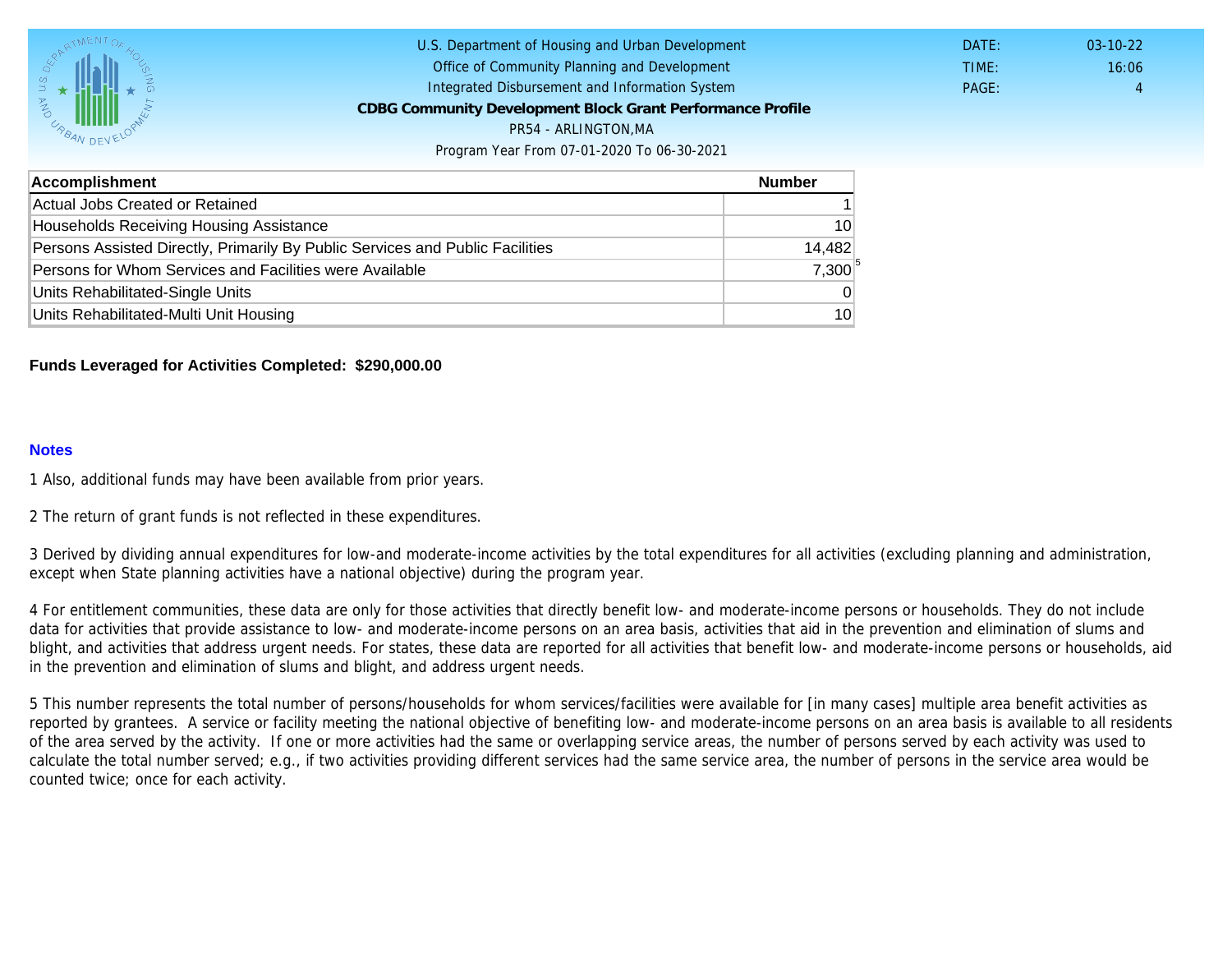U.S. Department of Housing and Urban Development
Office of Community Planning and Development
Integrated Disbursement and Information System
**CDBG Community Development Block Grant Performance Profile**
PR54 - ARLINGTON,MA
Program Year From 07-01-2020 To 06-30-2021

DATE: 03-10-22
TIME: 16:06

| Accomplishment | Number |
| --- | --- |
| Actual Jobs Created or Retained | 1 |
| Households Receiving Housing Assistance | 10 |
| Persons Assisted Directly, Primarily By Public Services and Public Facilities | 14,482 |
| Persons for Whom Services and Facilities were Available | 7,300 [5] |
| Units Rehabilitated-Single Units | 0 |
| Units Rehabilitated-Multi Unit Housing | 10 |

**Funds Leveraged for Activities Completed: $290,000.00**

## Notes

1 Also, additional funds may have been available from prior years.

2 The return of grant funds is not reflected in these expenditures.

3 Derived by dividing annual expenditures for low-and moderate-income activities by the total expenditures for all activities (excluding planning and administration, except when State planning activities have a national objective) during the program year.

4 For entitlement communities, these data are only for those activities that directly benefit low- and moderate-income persons or households. They do not include data for activities that provide assistance to low- and moderate-income persons on an area basis, activities that aid in the prevention and elimination of slums and blight, and activities that address urgent needs. For states, these data are reported for all activities that benefit low- and moderate-income persons or households, aid in the prevention and elimination of slums and blight, and address urgent needs.

5 This number represents the total number of persons/households for whom services/facilities were available for [in many cases] multiple area benefit activities as reported by grantees. A service or facility meeting the national objective of benefiting low- and moderate-income persons on an area basis is available to all residents of the area served by the activity. If one or more activities had the same or overlapping service areas, the number of persons served by each activity was used to calculate the total number served; e.g., if two activities providing different services had the same service area, the number of persons in the service area would be counted twice; once for each activity.